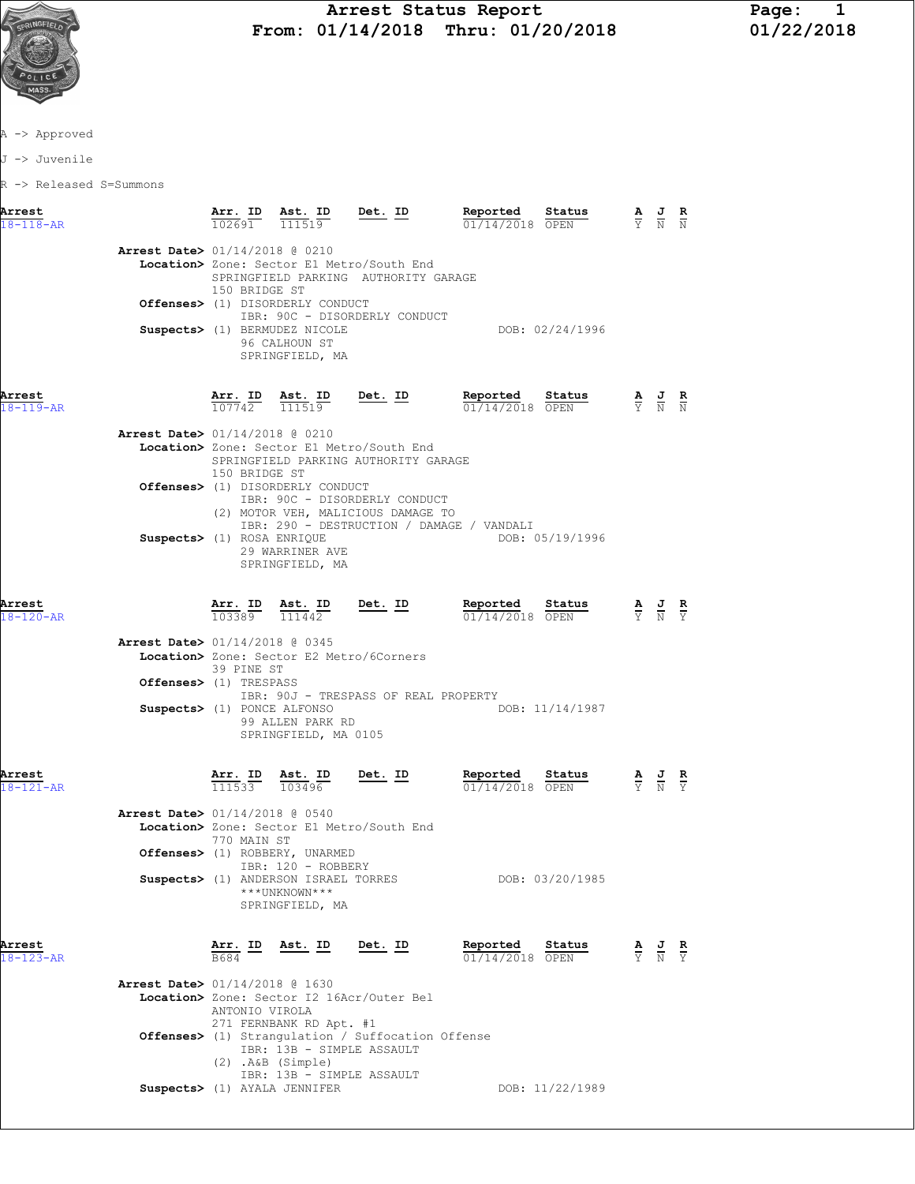# Arrest Status Report

**From: 01/14/2018 Thru: 01/20/2018**

01/22/2018

A -> Approved

J -> Juvenile

R -> Released S=Summons

| Arrest | Arr. ID | Ast. ID | Det. ID | Reported | Status | A | J | R |
|---|---|---|---|---|---|---|---|---|
| 18-118-AR | 102691 | 111519 | | 01/14/2018 | OPEN | Y | N | N |

**Arrest Date>** 01/14/2018 @ 0210
**Location>** Zone: Sector E1 Metro/South End
SPRINGFIELD PARKING AUTHORITY GARAGE
150 BRIDGE ST
**Offenses>** (1) DISORDERLY CONDUCT
IBR: 90C - DISORDERLY CONDUCT
**Suspects>** (1) BERMUDEZ NICOLE DOB: 02/24/1996
96 CALHOUN ST
SPRINGFIELD, MA

| Arrest | Arr. ID | Ast. ID | Det. ID | Reported | Status | A | J | R |
|---|---|---|---|---|---|---|---|---|
| 18-119-AR | 107742 | 111519 | | 01/14/2018 | OPEN | Y | N | N |

**Arrest Date>** 01/14/2018 @ 0210
**Location>** Zone: Sector E1 Metro/South End
SPRINGFIELD PARKING AUTHORITY GARAGE
150 BRIDGE ST
**Offenses>** (1) DISORDERLY CONDUCT
IBR: 90C - DISORDERLY CONDUCT
(2) MOTOR VEH, MALICIOUS DAMAGE TO
IBR: 290 - DESTRUCTION / DAMAGE / VANDALI
**Suspects>** (1) ROSA ENRIQUE DOB: 05/19/1996
29 WARRINER AVE
SPRINGFIELD, MA

| Arrest | Arr. ID | Ast. ID | Det. ID | Reported | Status | A | J | R |
|---|---|---|---|---|---|---|---|---|
| 18-120-AR | 103389 | 111442 | | 01/14/2018 | OPEN | Y | N | Y |

**Arrest Date>** 01/14/2018 @ 0345
**Location>** Zone: Sector E2 Metro/6Corners
39 PINE ST
**Offenses>** (1) TRESPASS
IBR: 90J - TRESPASS OF REAL PROPERTY
**Suspects>** (1) PONCE ALFONSO DOB: 11/14/1987
99 ALLEN PARK RD
SPRINGFIELD, MA 0105

| Arrest | Arr. ID | Ast. ID | Det. ID | Reported | Status | A | J | R |
|---|---|---|---|---|---|---|---|---|
| 18-121-AR | 111533 | 103496 | | 01/14/2018 | OPEN | Y | N | Y |

**Arrest Date>** 01/14/2018 @ 0540
**Location>** Zone: Sector E1 Metro/South End
770 MAIN ST
**Offenses>** (1) ROBBERY, UNARMED
IBR: 120 - ROBBERY
**Suspects>** (1) ANDERSON ISRAEL TORRES DOB: 03/20/1985
\*\*\*UNKNOWN\*\*\*
SPRINGFIELD, MA

| Arrest | Arr. ID | Ast. ID | Det. ID | Reported | Status | A | J | R |
|---|---|---|---|---|---|---|---|---|
| 18-123-AR | B684 | | | 01/14/2018 | OPEN | Y | N | Y |

**Arrest Date>** 01/14/2018 @ 1630
**Location>** Zone: Sector I2 16Acr/Outer Bel
ANTONIO VIROLA
271 FERNBANK RD Apt. #1
**Offenses>** (1) Strangulation / Suffocation Offense
IBR: 13B - SIMPLE ASSAULT
(2) .A&B (Simple)
IBR: 13B - SIMPLE ASSAULT
**Suspects>** (1) AYALA JENNIFER DOB: 11/22/1989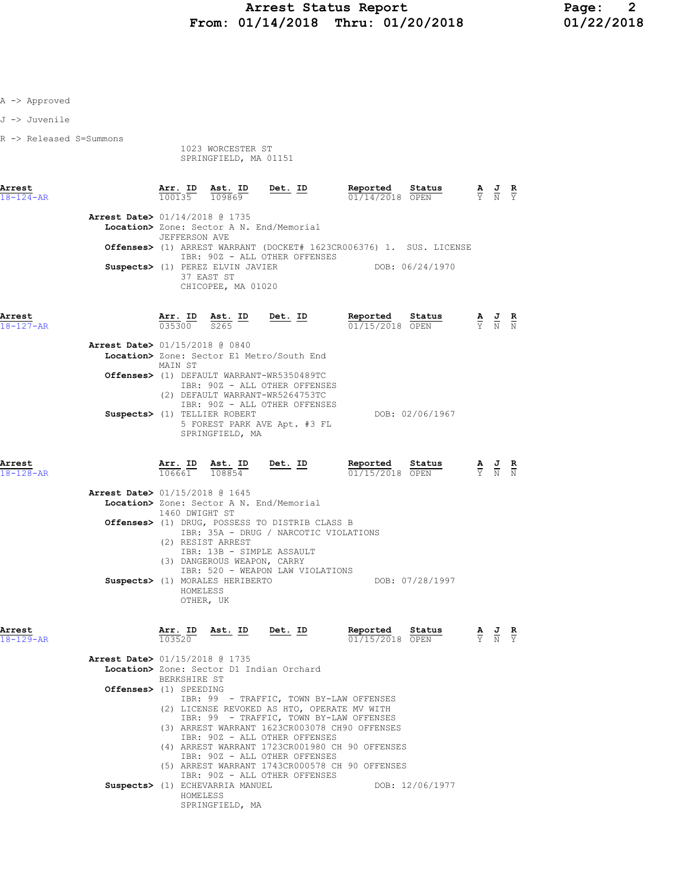A -> Approved

J -> Juvenile

R -> Released S=Summons

1023 WORCESTER ST
SPRINGFIELD, MA 01151

| Arrest | Arr. ID | Ast. ID | Det. ID | Reported | Status | A | J | R |
|---|---|---|---|---|---|---|---|---|
| 18-124-AR | 100135 | 109869 | | 01/14/2018 | OPEN | Y | N | Y |

**Arrest Date>** 01/14/2018 @ 1735
**Location>** Zone: Sector A N. End/Memorial
JEFFERSON AVE
**Offenses>** (1) ARREST WARRANT (DOCKET# 1623CR006376) 1. SUS. LICENSE
IBR: 90Z - ALL OTHER OFFENSES
**Suspects>** (1) PEREZ ELVIN JAVIER DOB: 06/24/1970
37 EAST ST
CHICOPEE, MA 01020

| Arrest | Arr. ID | Ast. ID | Det. ID | Reported | Status | A | J | R |
|---|---|---|---|---|---|---|---|---|
| 18-127-AR | 035300 | S265 | | 01/15/2018 | OPEN | Y | N | N |

**Arrest Date>** 01/15/2018 @ 0840
**Location>** Zone: Sector E1 Metro/South End
MAIN ST
**Offenses>** (1) DEFAULT WARRANT-WR5350489TC
IBR: 90Z - ALL OTHER OFFENSES
(2) DEFAULT WARRANT-WR5264753TC
IBR: 90Z - ALL OTHER OFFENSES
**Suspects>** (1) TELLIER ROBERT DOB: 02/06/1967
5 FOREST PARK AVE Apt. #3 FL
SPRINGFIELD, MA

| Arrest | Arr. ID | Ast. ID | Det. ID | Reported | Status | A | J | R |
|---|---|---|---|---|---|---|---|---|
| 18-128-AR | 106661 | 108854 | | 01/15/2018 | OPEN | Y | N | N |

**Arrest Date>** 01/15/2018 @ 1645
**Location>** Zone: Sector A N. End/Memorial
1460 DWIGHT ST
**Offenses>** (1) DRUG, POSSESS TO DISTRIB CLASS B
IBR: 35A - DRUG / NARCOTIC VIOLATIONS
(2) RESIST ARREST
IBR: 13B - SIMPLE ASSAULT
(3) DANGEROUS WEAPON, CARRY
IBR: 520 - WEAPON LAW VIOLATIONS
**Suspects>** (1) MORALES HERIBERTO DOB: 07/28/1997
HOMELESS
OTHER, UK

| Arrest | Arr. ID | Ast. ID | Det. ID | Reported | Status | A | J | R |
|---|---|---|---|---|---|---|---|---|
| 18-129-AR | 103520 | | | 01/15/2018 | OPEN | Y | N | Y |

**Arrest Date>** 01/15/2018 @ 1735
**Location>** Zone: Sector D1 Indian Orchard
BERKSHIRE ST
**Offenses>** (1) SPEEDING
IBR: 99 - TRAFFIC, TOWN BY-LAW OFFENSES
(2) LICENSE REVOKED AS HTO, OPERATE MV WITH
IBR: 99 - TRAFFIC, TOWN BY-LAW OFFENSES
(3) ARREST WARRANT 1623CR003078 CH90 OFFENSES
IBR: 90Z - ALL OTHER OFFENSES
(4) ARREST WARRANT 1723CR001980 CH 90 OFFENSES
IBR: 90Z - ALL OTHER OFFENSES
(5) ARREST WARRANT 1743CR000578 CH 90 OFFENSES
IBR: 90Z - ALL OTHER OFFENSES
**Suspects>** (1) ECHEVARRIA MANUEL DOB: 12/06/1977
HOMELESS
SPRINGFIELD, MA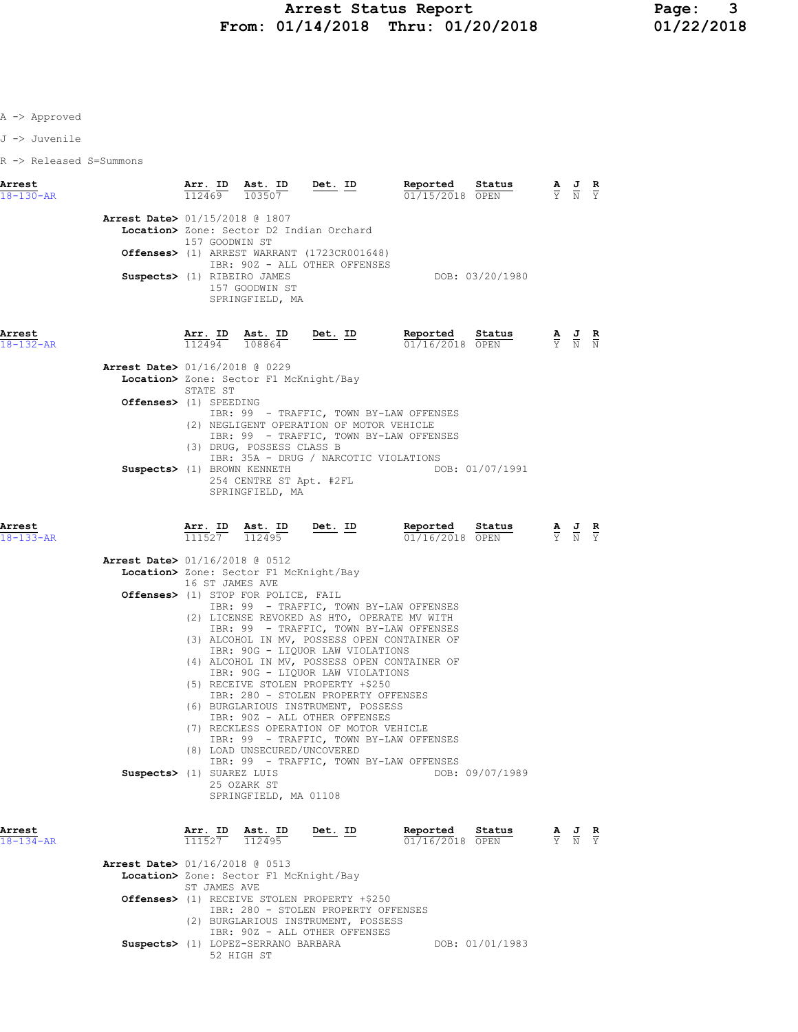A -> Approved

J -> Juvenile

R -> Released S=Summons

| Arrest | Arr. ID | Ast. ID | Det. ID | Reported | Status | A | J | R |
|---|---|---|---|---|---|---|---|---|
| 18-130-AR | 112469 | 103507 | | 01/15/2018 | OPEN | Y | N | Y |

**Arrest Date>** 01/15/2018 @ 1807
**Location>** Zone: Sector D2 Indian Orchard
157 GOODWIN ST
**Offenses>** (1) ARREST WARRANT (1723CR001648)
IBR: 90Z - ALL OTHER OFFENSES
**Suspects>** (1) RIBEIRO JAMES DOB: 03/20/1980
157 GOODWIN ST
SPRINGFIELD, MA

| Arrest | Arr. ID | Ast. ID | Det. ID | Reported | Status | A | J | R |
|---|---|---|---|---|---|---|---|---|
| 18-132-AR | 112494 | 108864 | | 01/16/2018 | OPEN | Y | N | N |

**Arrest Date>** 01/16/2018 @ 0229
**Location>** Zone: Sector F1 McKnight/Bay
STATE ST
**Offenses>** (1) SPEEDING
IBR: 99 - TRAFFIC, TOWN BY-LAW OFFENSES
(2) NEGLIGENT OPERATION OF MOTOR VEHICLE
IBR: 99 - TRAFFIC, TOWN BY-LAW OFFENSES
(3) DRUG, POSSESS CLASS B
IBR: 35A - DRUG / NARCOTIC VIOLATIONS
**Suspects>** (1) BROWN KENNETH DOB: 01/07/1991
254 CENTRE ST Apt. #2FL
SPRINGFIELD, MA

| Arrest | Arr. ID | Ast. ID | Det. ID | Reported | Status | A | J | R |
|---|---|---|---|---|---|---|---|---|
| 18-133-AR | 111527 | 112495 | | 01/16/2018 | OPEN | Y | N | Y |

**Arrest Date>** 01/16/2018 @ 0512
**Location>** Zone: Sector F1 McKnight/Bay
16 ST JAMES AVE
**Offenses>** (1) STOP FOR POLICE, FAIL
IBR: 99 - TRAFFIC, TOWN BY-LAW OFFENSES
(2) LICENSE REVOKED AS HTO, OPERATE MV WITH
IBR: 99 - TRAFFIC, TOWN BY-LAW OFFENSES
(3) ALCOHOL IN MV, POSSESS OPEN CONTAINER OF
IBR: 90G - LIQUOR LAW VIOLATIONS
(4) ALCOHOL IN MV, POSSESS OPEN CONTAINER OF
IBR: 90G - LIQUOR LAW VIOLATIONS
(5) RECEIVE STOLEN PROPERTY +$250
IBR: 280 - STOLEN PROPERTY OFFENSES
(6) BURGLARIOUS INSTRUMENT, POSSESS
IBR: 90Z - ALL OTHER OFFENSES
(7) RECKLESS OPERATION OF MOTOR VEHICLE
IBR: 99 - TRAFFIC, TOWN BY-LAW OFFENSES
(8) LOAD UNSECURED/UNCOVERED
IBR: 99 - TRAFFIC, TOWN BY-LAW OFFENSES
**Suspects>** (1) SUAREZ LUIS DOB: 09/07/1989
25 OZARK ST
SPRINGFIELD, MA 01108

| Arrest | Arr. ID | Ast. ID | Det. ID | Reported | Status | A | J | R |
|---|---|---|---|---|---|---|---|---|
| 18-134-AR | 111527 | 112495 | | 01/16/2018 | OPEN | Y | N | Y |

**Arrest Date>** 01/16/2018 @ 0513
**Location>** Zone: Sector F1 McKnight/Bay
ST JAMES AVE
**Offenses>** (1) RECEIVE STOLEN PROPERTY +$250
IBR: 280 - STOLEN PROPERTY OFFENSES
(2) BURGLARIOUS INSTRUMENT, POSSESS
IBR: 90Z - ALL OTHER OFFENSES
**Suspects>** (1) LOPEZ-SERRANO BARBARA DOB: 01/01/1983
52 HIGH ST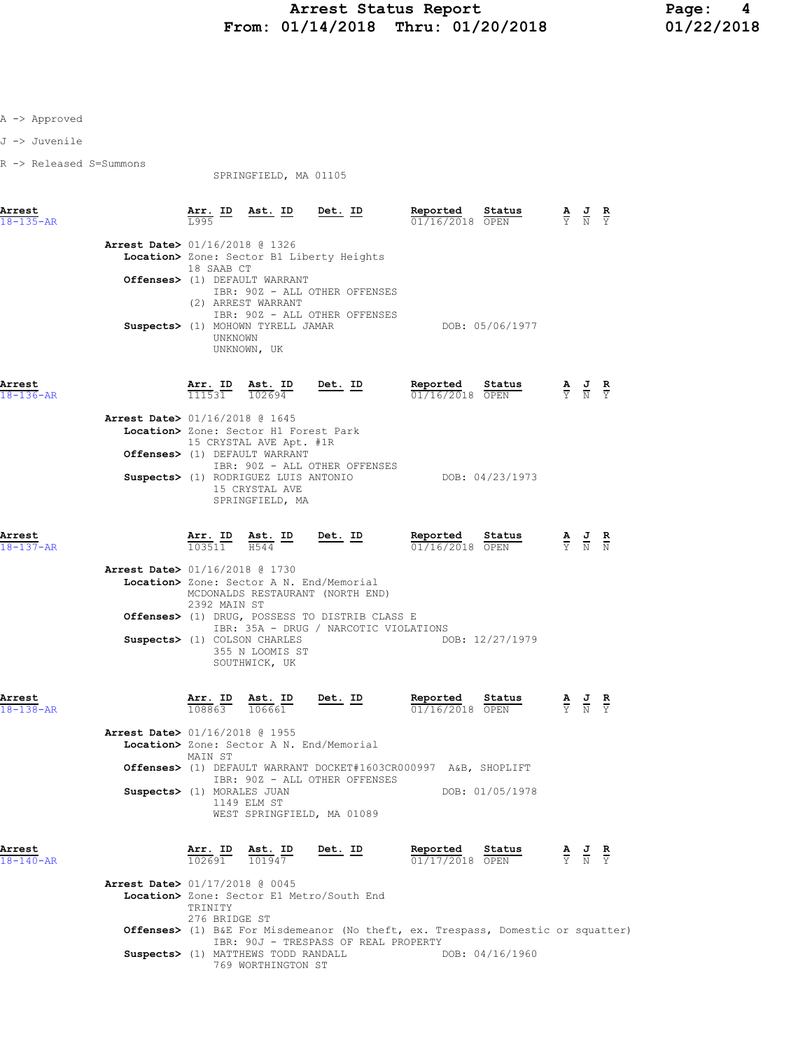A -> Approved

J -> Juvenile

R -> Released S=Summons

SPRINGFIELD, MA 01105

| Arrest | Arr. ID | Ast. ID | Det. ID | Reported | Status | A | J | R |
|---|---|---|---|---|---|---|---|---|
| 18-135-AR | L995 | | | 01/16/2018 | OPEN | Y | N | Y |

**Arrest Date>** 01/16/2018 @ 1326
**Location>** Zone: Sector B1 Liberty Heights
18 SAAB CT
**Offenses>** (1) DEFAULT WARRANT
IBR: 90Z - ALL OTHER OFFENSES
(2) ARREST WARRANT
IBR: 90Z - ALL OTHER OFFENSES
**Suspects>** (1) MOHOWN TYRELL JAMAR DOB: 05/06/1977
UNKNOWN
UNKNOWN, UK

| Arrest | Arr. ID | Ast. ID | Det. ID | Reported | Status | A | J | R |
|---|---|---|---|---|---|---|---|---|
| 18-136-AR | 111531 | 102694 | | 01/16/2018 | OPEN | Y | N | Y |

**Arrest Date>** 01/16/2018 @ 1645
**Location>** Zone: Sector H1 Forest Park
15 CRYSTAL AVE Apt. #1R
**Offenses>** (1) DEFAULT WARRANT
IBR: 90Z - ALL OTHER OFFENSES
**Suspects>** (1) RODRIGUEZ LUIS ANTONIO DOB: 04/23/1973
15 CRYSTAL AVE
SPRINGFIELD, MA

| Arrest | Arr. ID | Ast. ID | Det. ID | Reported | Status | A | J | R |
|---|---|---|---|---|---|---|---|---|
| 18-137-AR | 103511 | H544 | | 01/16/2018 | OPEN | Y | N | N |

**Arrest Date>** 01/16/2018 @ 1730
**Location>** Zone: Sector A N. End/Memorial
MCDONALDS RESTAURANT (NORTH END)
2392 MAIN ST
**Offenses>** (1) DRUG, POSSESS TO DISTRIB CLASS E
IBR: 35A - DRUG / NARCOTIC VIOLATIONS
**Suspects>** (1) COLSON CHARLES DOB: 12/27/1979
355 N LOOMIS ST
SOUTHWICK, UK

| Arrest | Arr. ID | Ast. ID | Det. ID | Reported | Status | A | J | R |
|---|---|---|---|---|---|---|---|---|
| 18-138-AR | 108863 | 106661 | | 01/16/2018 | OPEN | Y | N | Y |

**Arrest Date>** 01/16/2018 @ 1955
**Location>** Zone: Sector A N. End/Memorial
MAIN ST
**Offenses>** (1) DEFAULT WARRANT DOCKET#1603CR000997 A&B, SHOPLIFT
IBR: 90Z - ALL OTHER OFFENSES
**Suspects>** (1) MORALES JUAN DOB: 01/05/1978
1149 ELM ST
WEST SPRINGFIELD, MA 01089

| Arrest | Arr. ID | Ast. ID | Det. ID | Reported | Status | A | J | R |
|---|---|---|---|---|---|---|---|---|
| 18-140-AR | 102691 | 101947 | | 01/17/2018 | OPEN | Y | N | Y |

**Arrest Date>** 01/17/2018 @ 0045
**Location>** Zone: Sector E1 Metro/South End
TRINITY
276 BRIDGE ST
**Offenses>** (1) B&E For Misdemeanor (No theft, ex. Trespass, Domestic or squatter)
IBR: 90J - TRESPASS OF REAL PROPERTY
**Suspects>** (1) MATTHEWS TODD RANDALL DOB: 04/16/1960
769 WORTHINGTON ST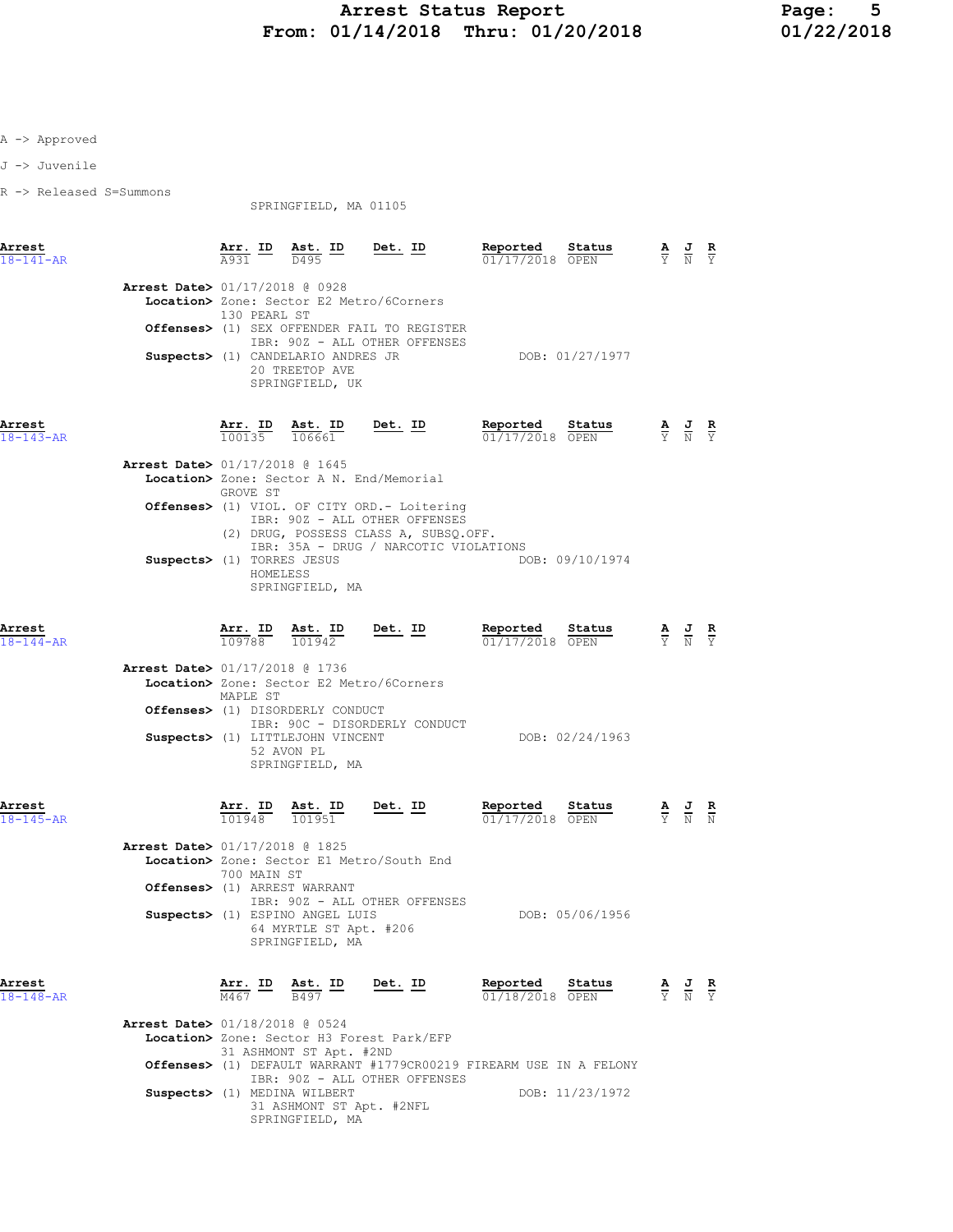A -> Approved

J -> Juvenile

R -> Released S=Summons

SPRINGFIELD, MA 01105

| Arrest | Arr. ID | Ast. ID | Det. ID | Reported | Status | A | J | R |
|---|---|---|---|---|---|---|---|---|
| 18-141-AR | A931 | D495 | | 01/17/2018 | OPEN | Y | N | Y |

**Arrest Date>** 01/17/2018 @ 0928
**Location>** Zone: Sector E2 Metro/6Corners
130 PEARL ST
**Offenses>** (1) SEX OFFENDER FAIL TO REGISTER
IBR: 90Z - ALL OTHER OFFENSES
**Suspects>** (1) CANDELARIO ANDRES JR DOB: 01/27/1977
20 TREETOP AVE
SPRINGFIELD, UK

| Arrest | Arr. ID | Ast. ID | Det. ID | Reported | Status | A | J | R |
|---|---|---|---|---|---|---|---|---|
| 18-143-AR | 100135 | 106661 | | 01/17/2018 | OPEN | Y | N | Y |

**Arrest Date>** 01/17/2018 @ 1645
**Location>** Zone: Sector A N. End/Memorial
GROVE ST
**Offenses>** (1) VIOL. OF CITY ORD.- Loitering
IBR: 90Z - ALL OTHER OFFENSES
(2) DRUG, POSSESS CLASS A, SUBSQ.OFF.
IBR: 35A - DRUG / NARCOTIC VIOLATIONS
**Suspects>** (1) TORRES JESUS DOB: 09/10/1974
HOMELESS
SPRINGFIELD, MA

| Arrest | Arr. ID | Ast. ID | Det. ID | Reported | Status | A | J | R |
|---|---|---|---|---|---|---|---|---|
| 18-144-AR | 109788 | 101942 | | 01/17/2018 | OPEN | Y | N | Y |

**Arrest Date>** 01/17/2018 @ 1736
**Location>** Zone: Sector E2 Metro/6Corners
MAPLE ST
**Offenses>** (1) DISORDERLY CONDUCT
IBR: 90C - DISORDERLY CONDUCT
**Suspects>** (1) LITTLEJOHN VINCENT DOB: 02/24/1963
52 AVON PL
SPRINGFIELD, MA

| Arrest | Arr. ID | Ast. ID | Det. ID | Reported | Status | A | J | R |
|---|---|---|---|---|---|---|---|---|
| 18-145-AR | 101948 | 101951 | | 01/17/2018 | OPEN | Y | N | N |

**Arrest Date>** 01/17/2018 @ 1825
**Location>** Zone: Sector E1 Metro/South End
700 MAIN ST
**Offenses>** (1) ARREST WARRANT
IBR: 90Z - ALL OTHER OFFENSES
**Suspects>** (1) ESPINO ANGEL LUIS DOB: 05/06/1956
64 MYRTLE ST Apt. #206
SPRINGFIELD, MA

| Arrest | Arr. ID | Ast. ID | Det. ID | Reported | Status | A | J | R |
|---|---|---|---|---|---|---|---|---|
| 18-148-AR | M467 | B497 | | 01/18/2018 | OPEN | Y | N | Y |

**Arrest Date>** 01/18/2018 @ 0524
**Location>** Zone: Sector H3 Forest Park/EFP
31 ASHMONT ST Apt. #2ND
**Offenses>** (1) DEFAULT WARRANT #1779CR00219 FIREARM USE IN A FELONY
IBR: 90Z - ALL OTHER OFFENSES
**Suspects>** (1) MEDINA WILBERT DOB: 11/23/1972
31 ASHMONT ST Apt. #2NFL
SPRINGFIELD, MA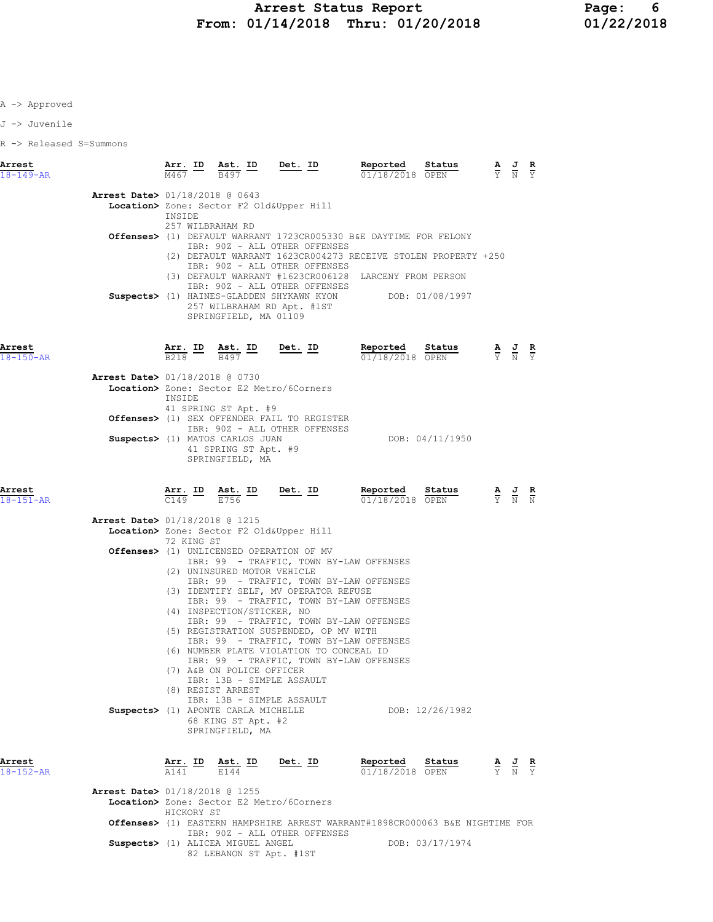# Arrest Status Report
## From: 01/14/2018 Thru: 01/20/2018

A -> Approved

J -> Juvenile

R -> Released S=Summons

| Arrest | Arr. ID | Ast. ID | Det. ID | Reported | Status | A | J | R |
|---|---|---|---|---|---|---|---|---|
| 18-149-AR | M467 | B497 | | 01/18/2018 | OPEN | Y | N | Y |

**Arrest Date>** 01/18/2018 @ 0643
**Location>** Zone: Sector F2 Old&Upper Hill
INSIDE
257 WILBRAHAM RD
**Offenses>** (1) DEFAULT WARRANT 1723CR005330 B&E DAYTIME FOR FELONY
IBR: 90Z - ALL OTHER OFFENSES
(2) DEFAULT WARRANT 1623CR004273 RECEIVE STOLEN PROPERTY +250
IBR: 90Z - ALL OTHER OFFENSES
(3) DEFAULT WARRANT #1623CR006128 LARCENY FROM PERSON
IBR: 90Z - ALL OTHER OFFENSES
**Suspects>** (1) HAINES-GLADDEN SHYKAWN KYON DOB: 01/08/1997
257 WILBRAHAM RD Apt. #1ST
SPRINGFIELD, MA 01109

| Arrest | Arr. ID | Ast. ID | Det. ID | Reported | Status | A | J | R |
|---|---|---|---|---|---|---|---|---|
| 18-150-AR | B218 | B497 | | 01/18/2018 | OPEN | Y | N | Y |

**Arrest Date>** 01/18/2018 @ 0730
**Location>** Zone: Sector E2 Metro/6Corners
INSIDE
41 SPRING ST Apt. #9
**Offenses>** (1) SEX OFFENDER FAIL TO REGISTER
IBR: 90Z - ALL OTHER OFFENSES
**Suspects>** (1) MATOS CARLOS JUAN DOB: 04/11/1950
41 SPRING ST Apt. #9
SPRINGFIELD, MA

| Arrest | Arr. ID | Ast. ID | Det. ID | Reported | Status | A | J | R |
|---|---|---|---|---|---|---|---|---|
| 18-151-AR | C149 | E756 | | 01/18/2018 | OPEN | Y | N | N |

**Arrest Date>** 01/18/2018 @ 1215
**Location>** Zone: Sector F2 Old&Upper Hill
72 KING ST
**Offenses>** (1) UNLICENSED OPERATION OF MV
IBR: 99 - TRAFFIC, TOWN BY-LAW OFFENSES
(2) UNINSURED MOTOR VEHICLE
IBR: 99 - TRAFFIC, TOWN BY-LAW OFFENSES
(3) IDENTIFY SELF, MV OPERATOR REFUSE
IBR: 99 - TRAFFIC, TOWN BY-LAW OFFENSES
(4) INSPECTION/STICKER, NO
IBR: 99 - TRAFFIC, TOWN BY-LAW OFFENSES
(5) REGISTRATION SUSPENDED, OP MV WITH
IBR: 99 - TRAFFIC, TOWN BY-LAW OFFENSES
(6) NUMBER PLATE VIOLATION TO CONCEAL ID
IBR: 99 - TRAFFIC, TOWN BY-LAW OFFENSES
(7) A&B ON POLICE OFFICER
IBR: 13B - SIMPLE ASSAULT
(8) RESIST ARREST
IBR: 13B - SIMPLE ASSAULT
**Suspects>** (1) APONTE CARLA MICHELLE DOB: 12/26/1982
68 KING ST Apt. #2
SPRINGFIELD, MA

| Arrest | Arr. ID | Ast. ID | Det. ID | Reported | Status | A | J | R |
|---|---|---|---|---|---|---|---|---|
| 18-152-AR | A141 | E144 | | 01/18/2018 | OPEN | Y | N | Y |

**Arrest Date>** 01/18/2018 @ 1255
**Location>** Zone: Sector E2 Metro/6Corners
HICKORY ST
**Offenses>** (1) EASTERN HAMPSHIRE ARREST WARRANT#1898CR000063 B&E NIGHTIME FOR
IBR: 90Z - ALL OTHER OFFENSES
**Suspects>** (1) ALICEA MIGUEL ANGEL DOB: 03/17/1974
82 LEBANON ST Apt. #1ST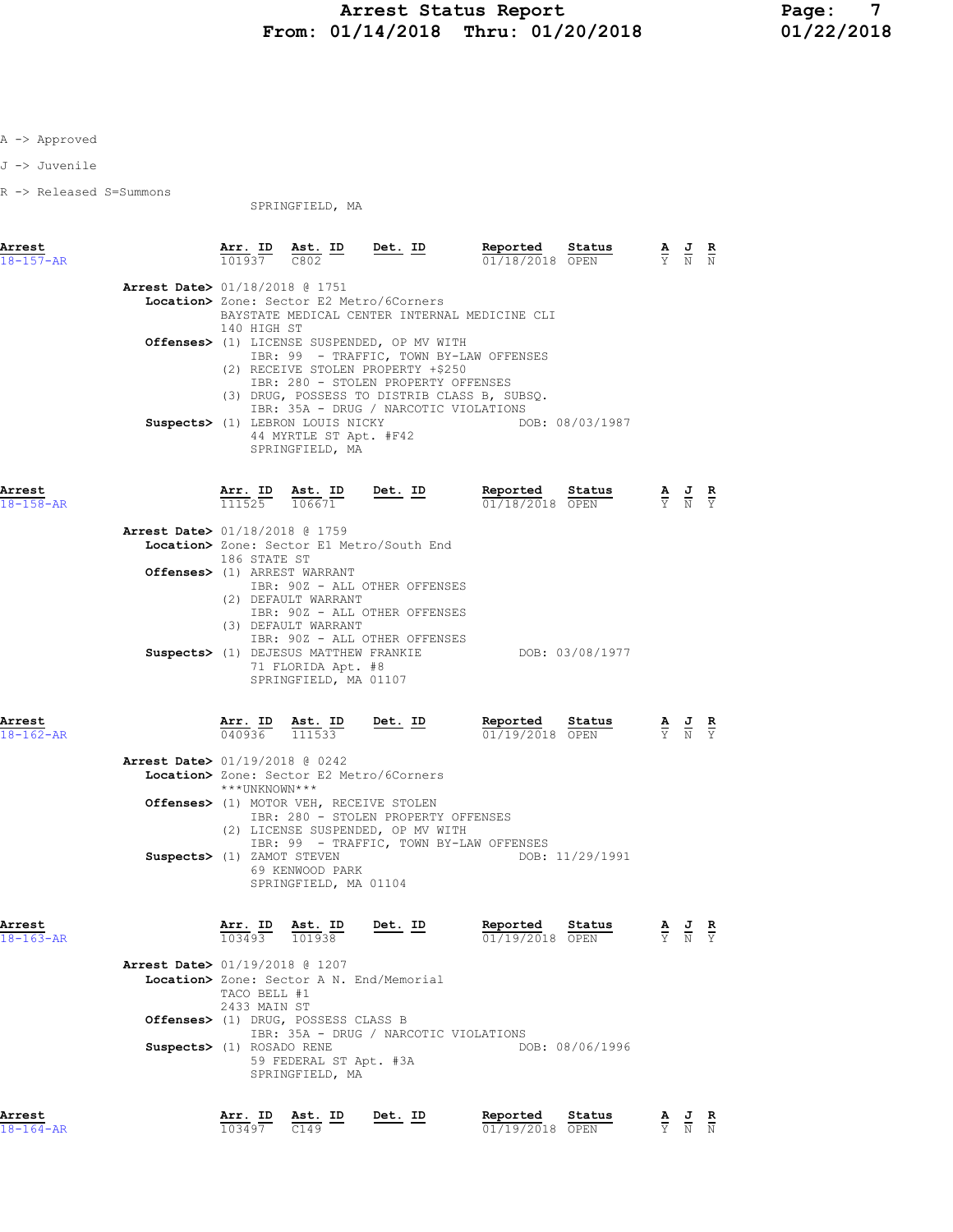A -> Approved

J -> Juvenile

R -> Released S=Summons

SPRINGFIELD, MA

| Arrest | Arr. ID | Ast. ID | Det. ID | Reported | Status | A | J | R |
|---|---|---|---|---|---|---|---|---|
| 18-157-AR | 101937 | C802 | | 01/18/2018 | OPEN | Y | N | N |

**Arrest Date>** 01/18/2018 @ 1751
**Location>** Zone: Sector E2 Metro/6Corners
BAYSTATE MEDICAL CENTER INTERNAL MEDICINE CLI
140 HIGH ST
**Offenses>** (1) LICENSE SUSPENDED, OP MV WITH
IBR: 99 - TRAFFIC, TOWN BY-LAW OFFENSES
(2) RECEIVE STOLEN PROPERTY +$250
IBR: 280 - STOLEN PROPERTY OFFENSES
(3) DRUG, POSSESS TO DISTRIB CLASS B, SUBSQ.
IBR: 35A - DRUG / NARCOTIC VIOLATIONS
**Suspects>** (1) LEBRON LOUIS NICKY DOB: 08/03/1987
44 MYRTLE ST Apt. #F42
SPRINGFIELD, MA

| Arrest | Arr. ID | Ast. ID | Det. ID | Reported | Status | A | J | R |
|---|---|---|---|---|---|---|---|---|
| 18-158-AR | 111525 | 106671 | | 01/18/2018 | OPEN | Y | N | Y |

**Arrest Date>** 01/18/2018 @ 1759
**Location>** Zone: Sector E1 Metro/South End
186 STATE ST
**Offenses>** (1) ARREST WARRANT
IBR: 90Z - ALL OTHER OFFENSES
(2) DEFAULT WARRANT
IBR: 90Z - ALL OTHER OFFENSES
(3) DEFAULT WARRANT
IBR: 90Z - ALL OTHER OFFENSES
**Suspects>** (1) DEJESUS MATTHEW FRANKIE DOB: 03/08/1977
71 FLORIDA Apt. #8
SPRINGFIELD, MA 01107

| Arrest | Arr. ID | Ast. ID | Det. ID | Reported | Status | A | J | R |
|---|---|---|---|---|---|---|---|---|
| 18-162-AR | 040936 | 111533 | | 01/19/2018 | OPEN | Y | N | Y |

**Arrest Date>** 01/19/2018 @ 0242
**Location>** Zone: Sector E2 Metro/6Corners
\*\*\*UNKNOWN\*\*\*
**Offenses>** (1) MOTOR VEH, RECEIVE STOLEN
IBR: 280 - STOLEN PROPERTY OFFENSES
(2) LICENSE SUSPENDED, OP MV WITH
IBR: 99 - TRAFFIC, TOWN BY-LAW OFFENSES
**Suspects>** (1) ZAMOT STEVEN DOB: 11/29/1991
69 KENWOOD PARK
SPRINGFIELD, MA 01104

| Arrest | Arr. ID | Ast. ID | Det. ID | Reported | Status | A | J | R |
|---|---|---|---|---|---|---|---|---|
| 18-163-AR | 103493 | 101938 | | 01/19/2018 | OPEN | Y | N | Y |

**Arrest Date>** 01/19/2018 @ 1207
**Location>** Zone: Sector A N. End/Memorial
TACO BELL #1
2433 MAIN ST
**Offenses>** (1) DRUG, POSSESS CLASS B
IBR: 35A - DRUG / NARCOTIC VIOLATIONS
**Suspects>** (1) ROSADO RENE DOB: 08/06/1996
59 FEDERAL ST Apt. #3A
SPRINGFIELD, MA

| Arrest | Arr. ID | Ast. ID | Det. ID | Reported | Status | A | J | R |
|---|---|---|---|---|---|---|---|---|
| 18-164-AR | 103497 | C149 | | 01/19/2018 | OPEN | Y | N | N |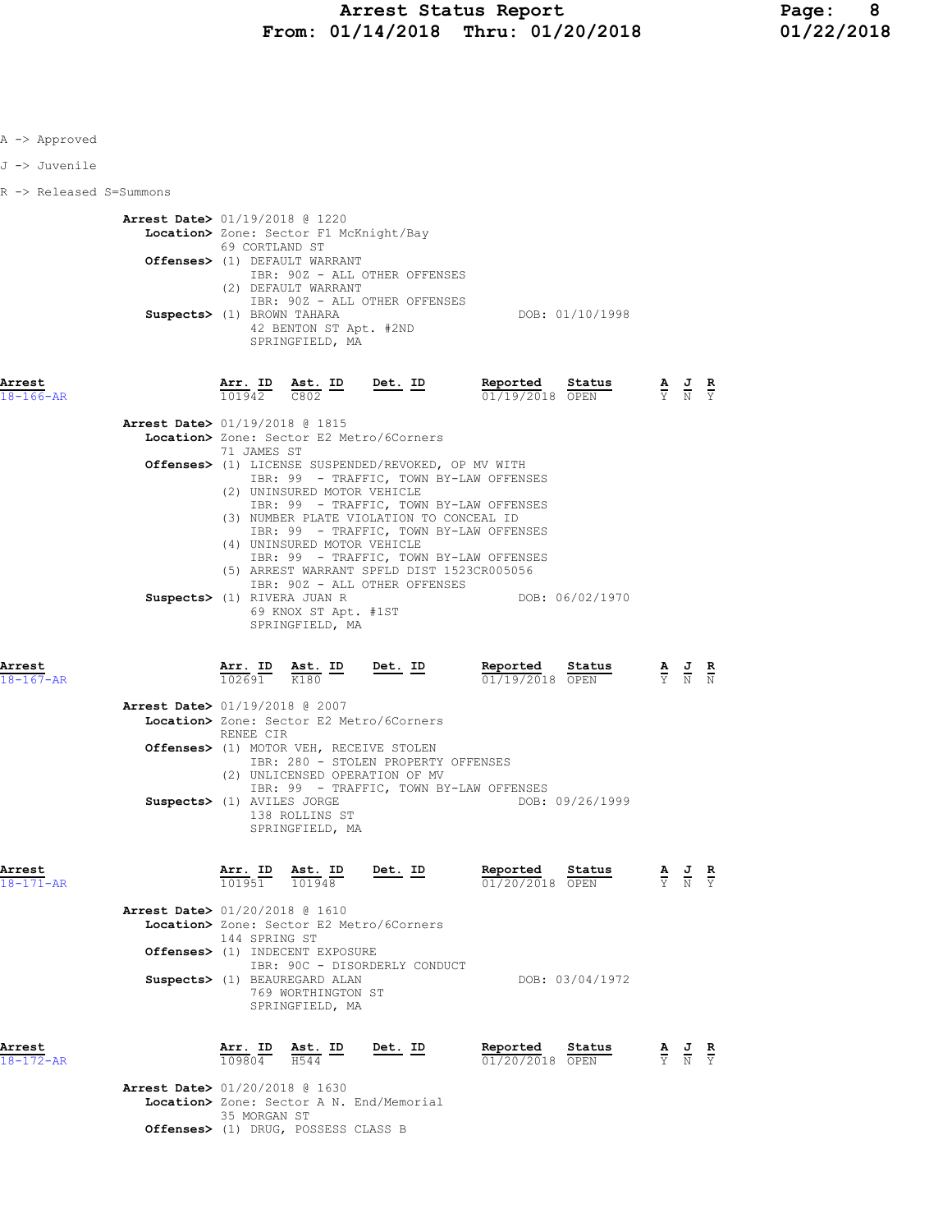A -> Approved

J -> Juvenile

R -> Released S=Summons

**Arrest Date>** 01/19/2018 @ 1220
**Location>** Zone: Sector F1 McKnight/Bay
69 CORTLAND ST
**Offenses>** (1) DEFAULT WARRANT
IBR: 90Z - ALL OTHER OFFENSES
(2) DEFAULT WARRANT
IBR: 90Z - ALL OTHER OFFENSES
**Suspects>** (1) BROWN TAHARA DOB: 01/10/1998
42 BENTON ST Apt. #2ND
SPRINGFIELD, MA

| Arrest | Arr. ID | Ast. ID | Det. ID | Reported | Status | A | J | R |
|---|---|---|---|---|---|---|---|---|
| 18-166-AR | 101942 | C802 | | 01/19/2018 | OPEN | Y | N | Y |

**Arrest Date>** 01/19/2018 @ 1815
**Location>** Zone: Sector E2 Metro/6Corners
71 JAMES ST
**Offenses>** (1) LICENSE SUSPENDED/REVOKED, OP MV WITH
IBR: 99 - TRAFFIC, TOWN BY-LAW OFFENSES
(2) UNINSURED MOTOR VEHICLE
IBR: 99 - TRAFFIC, TOWN BY-LAW OFFENSES
(3) NUMBER PLATE VIOLATION TO CONCEAL ID
IBR: 99 - TRAFFIC, TOWN BY-LAW OFFENSES
(4) UNINSURED MOTOR VEHICLE
IBR: 99 - TRAFFIC, TOWN BY-LAW OFFENSES
(5) ARREST WARRANT SPFLD DIST 1523CR005056
IBR: 90Z - ALL OTHER OFFENSES
**Suspects>** (1) RIVERA JUAN R DOB: 06/02/1970
69 KNOX ST Apt. #1ST
SPRINGFIELD, MA

| Arrest | Arr. ID | Ast. ID | Det. ID | Reported | Status | A | J | R |
|---|---|---|---|---|---|---|---|---|
| 18-167-AR | 102691 | K180 | | 01/19/2018 | OPEN | Y | N | N |

**Arrest Date>** 01/19/2018 @ 2007
**Location>** Zone: Sector E2 Metro/6Corners
RENEE CIR
**Offenses>** (1) MOTOR VEH, RECEIVE STOLEN
IBR: 280 - STOLEN PROPERTY OFFENSES
(2) UNLICENSED OPERATION OF MV
IBR: 99 - TRAFFIC, TOWN BY-LAW OFFENSES
**Suspects>** (1) AVILES JORGE DOB: 09/26/1999
138 ROLLINS ST
SPRINGFIELD, MA

| Arrest | Arr. ID | Ast. ID | Det. ID | Reported | Status | A | J | R |
|---|---|---|---|---|---|---|---|---|
| 18-171-AR | 101951 | 101948 | | 01/20/2018 | OPEN | Y | N | Y |

**Arrest Date>** 01/20/2018 @ 1610
**Location>** Zone: Sector E2 Metro/6Corners
144 SPRING ST
**Offenses>** (1) INDECENT EXPOSURE
IBR: 90C - DISORDERLY CONDUCT
**Suspects>** (1) BEAUREGARD ALAN DOB: 03/04/1972
769 WORTHINGTON ST
SPRINGFIELD, MA

| Arrest | Arr. ID | Ast. ID | Det. ID | Reported | Status | A | J | R |
|---|---|---|---|---|---|---|---|---|
| 18-172-AR | 109804 | H544 | | 01/20/2018 | OPEN | Y | N | Y |

**Arrest Date>** 01/20/2018 @ 1630
**Location>** Zone: Sector A N. End/Memorial
35 MORGAN ST
**Offenses>** (1) DRUG, POSSESS CLASS B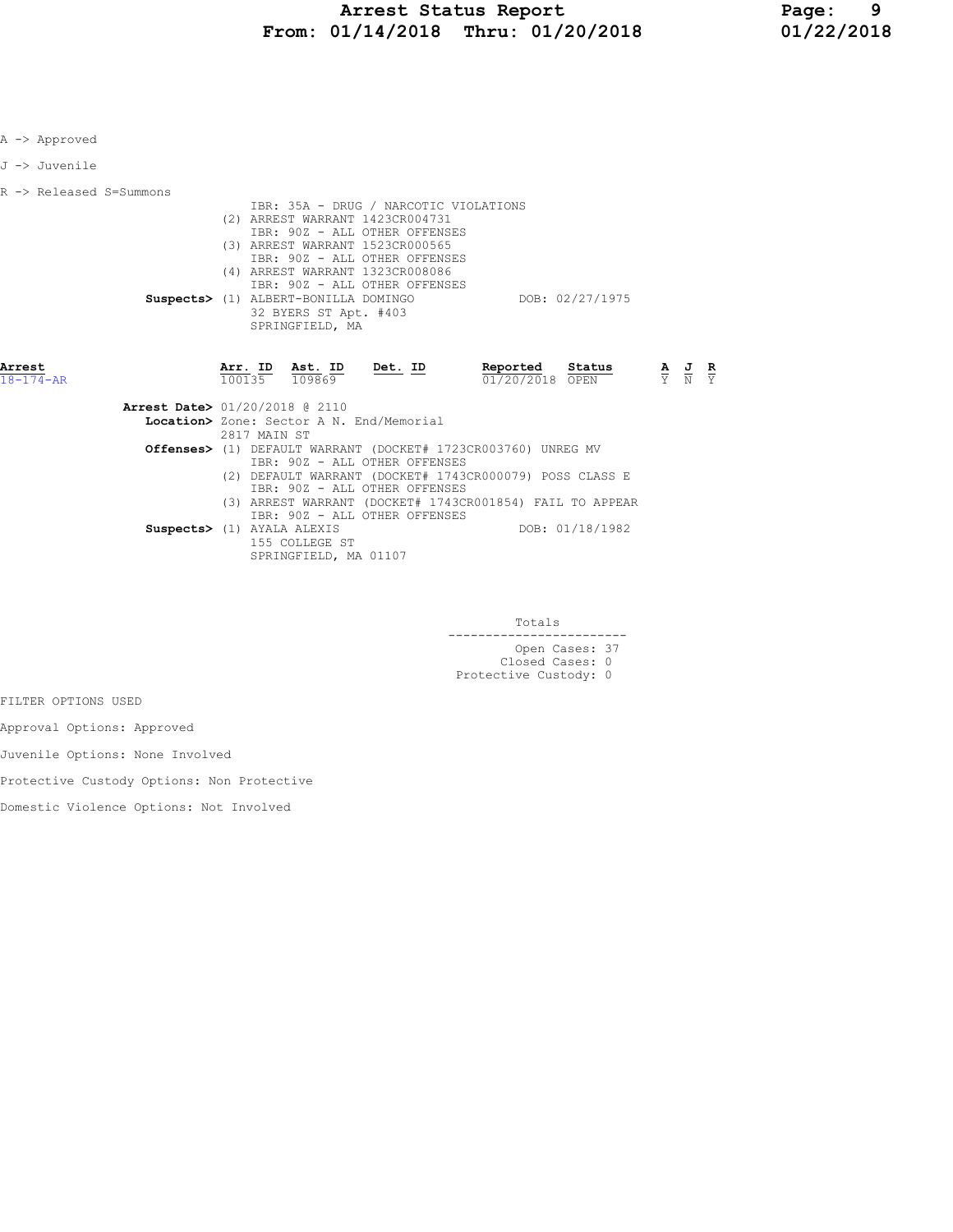A -> Approved

J -> Juvenile

R -> Released S=Summons

IBR: 35A - DRUG / NARCOTIC VIOLATIONS
(2) ARREST WARRANT 1423CR004731
IBR: 90Z - ALL OTHER OFFENSES
(3) ARREST WARRANT 1523CR000565
IBR: 90Z - ALL OTHER OFFENSES
(4) ARREST WARRANT 1323CR008086
IBR: 90Z - ALL OTHER OFFENSES

**Suspects>** (1) ALBERT-BONILLA DOMINGO DOB: 02/27/1975
32 BYERS ST Apt. #403
SPRINGFIELD, MA

| Arrest | Arr. ID | Ast. ID | Det. ID | Reported | Status | A | J | R |
|---|---|---|---|---|---|---|---|---|
| 18-174-AR | 100135 | 109869 | | 01/20/2018 | OPEN | Y | N | Y |

**Arrest Date>** 01/20/2018 @ 2110

**Location>** Zone: Sector A N. End/Memorial
2817 MAIN ST

**Offenses>** (1) DEFAULT WARRANT (DOCKET# 1723CR003760) UNREG MV
IBR: 90Z - ALL OTHER OFFENSES
(2) DEFAULT WARRANT (DOCKET# 1743CR000079) POSS CLASS E
IBR: 90Z - ALL OTHER OFFENSES
(3) ARREST WARRANT (DOCKET# 1743CR001854) FAIL TO APPEAR
IBR: 90Z - ALL OTHER OFFENSES

**Suspects>** (1) AYALA ALEXIS DOB: 01/18/1982
155 COLLEGE ST
SPRINGFIELD, MA 01107

Totals

Open Cases: 37
Closed Cases: 0
Protective Custody: 0

FILTER OPTIONS USED

Approval Options: Approved

Juvenile Options: None Involved

Protective Custody Options: Non Protective

Domestic Violence Options: Not Involved